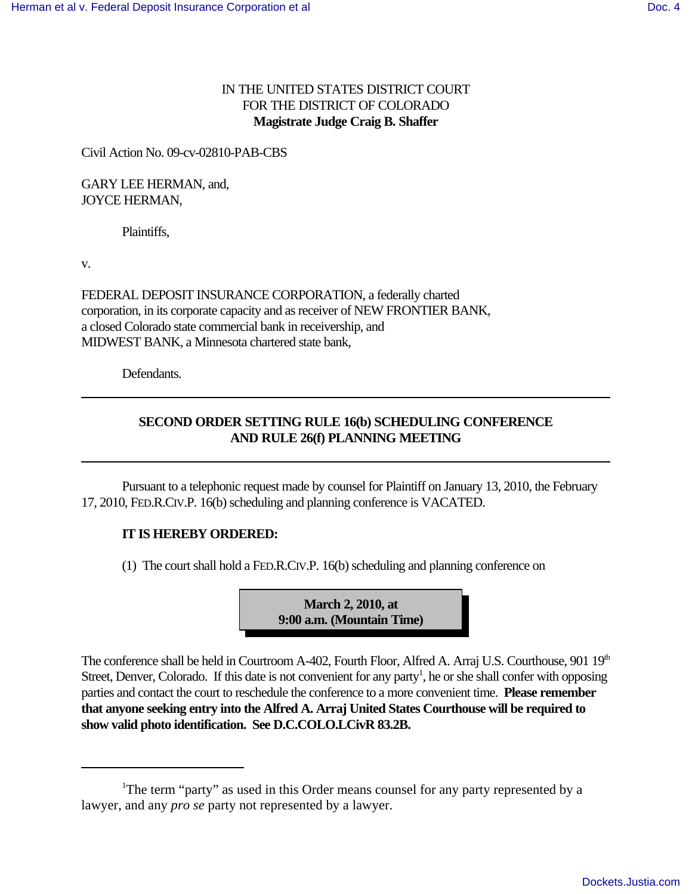IN THE UNITED STATES DISTRICT COURT
FOR THE DISTRICT OF COLORADO
**Magistrate Judge Craig B. Shaffer**

Civil Action No. 09-cv-02810-PAB-CBS

GARY LEE HERMAN, and,
JOYCE HERMAN,

Plaintiffs,

v.

FEDERAL DEPOSIT INSURANCE CORPORATION, a federally charted corporation, in its corporate capacity and as receiver of NEW FRONTIER BANK, a closed Colorado state commercial bank in receivership, and
MIDWEST BANK, a Minnesota chartered state bank,

Defendants.

---

**SECOND ORDER SETTING RULE 16(b) SCHEDULING CONFERENCE AND RULE 26(f) PLANNING MEETING**

---

Pursuant to a telephonic request made by counsel for Plaintiff on January 13, 2010, the February 17, 2010, FED.R.CIV.P. 16(b) scheduling and planning conference is VACATED.

**IT IS HEREBY ORDERED:**

(1) The court shall hold a FED.R.CIV.P. 16(b) scheduling and planning conference on

**March 2, 2010, at**
**9:00 a.m. (Mountain Time)**

The conference shall be held in Courtroom A-402, Fourth Floor, Alfred A. Arraj U.S. Courthouse, 901 19th Street, Denver, Colorado. If this date is not convenient for any party[1], he or she shall confer with opposing parties and contact the court to reschedule the conference to a more convenient time. **Please remember that anyone seeking entry into the Alfred A. Arraj United States Courthouse will be required to show valid photo identification. See D.C.COLO.LCivR 83.2B.**

---

[1] The term "party" as used in this Order means counsel for any party represented by a lawyer, and any *pro se* party not represented by a lawyer.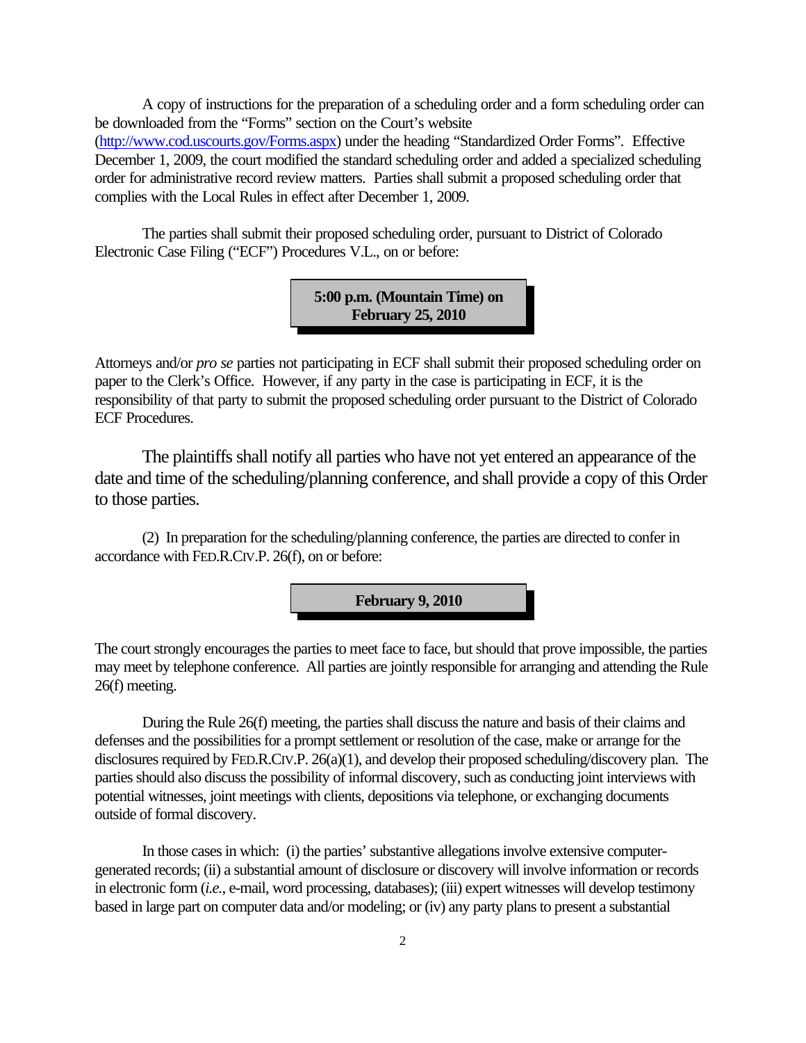A copy of instructions for the preparation of a scheduling order and a form scheduling order can be downloaded from the "Forms" section on the Court's website (http://www.cod.uscourts.gov/Forms.aspx) under the heading "Standardized Order Forms". Effective December 1, 2009, the court modified the standard scheduling order and added a specialized scheduling order for administrative record review matters. Parties shall submit a proposed scheduling order that complies with the Local Rules in effect after December 1, 2009.

The parties shall submit their proposed scheduling order, pursuant to District of Colorado Electronic Case Filing ("ECF") Procedures V.L., on or before:

**5:00 p.m. (Mountain Time) on February 25, 2010**

Attorneys and/or *pro se* parties not participating in ECF shall submit their proposed scheduling order on paper to the Clerk's Office. However, if any party in the case is participating in ECF, it is the responsibility of that party to submit the proposed scheduling order pursuant to the District of Colorado ECF Procedures.

The plaintiffs shall notify all parties who have not yet entered an appearance of the date and time of the scheduling/planning conference, and shall provide a copy of this Order to those parties.

(2) In preparation for the scheduling/planning conference, the parties are directed to confer in accordance with FED.R.CIV.P. 26(f), on or before:

**February 9, 2010**

The court strongly encourages the parties to meet face to face, but should that prove impossible, the parties may meet by telephone conference. All parties are jointly responsible for arranging and attending the Rule 26(f) meeting.

During the Rule 26(f) meeting, the parties shall discuss the nature and basis of their claims and defenses and the possibilities for a prompt settlement or resolution of the case, make or arrange for the disclosures required by FED.R.CIV.P. 26(a)(1), and develop their proposed scheduling/discovery plan. The parties should also discuss the possibility of informal discovery, such as conducting joint interviews with potential witnesses, joint meetings with clients, depositions via telephone, or exchanging documents outside of formal discovery.

In those cases in which: (i) the parties' substantive allegations involve extensive computer-generated records; (ii) a substantial amount of disclosure or discovery will involve information or records in electronic form (*i.e.,* e-mail, word processing, databases); (iii) expert witnesses will develop testimony based in large part on computer data and/or modeling; or (iv) any party plans to present a substantial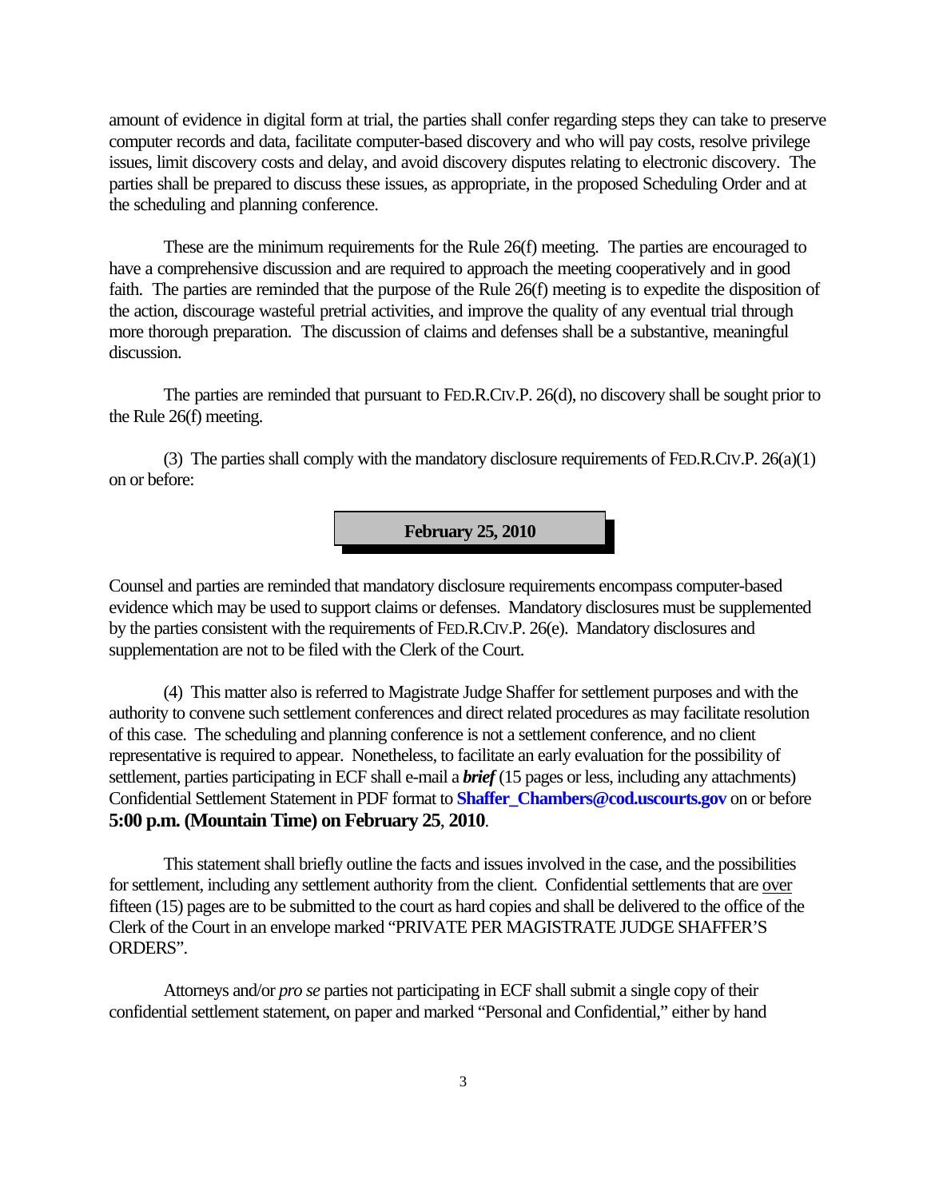amount of evidence in digital form at trial, the parties shall confer regarding steps they can take to preserve computer records and data, facilitate computer-based discovery and who will pay costs, resolve privilege issues, limit discovery costs and delay, and avoid discovery disputes relating to electronic discovery. The parties shall be prepared to discuss these issues, as appropriate, in the proposed Scheduling Order and at the scheduling and planning conference.

These are the minimum requirements for the Rule 26(f) meeting. The parties are encouraged to have a comprehensive discussion and are required to approach the meeting cooperatively and in good faith. The parties are reminded that the purpose of the Rule 26(f) meeting is to expedite the disposition of the action, discourage wasteful pretrial activities, and improve the quality of any eventual trial through more thorough preparation. The discussion of claims and defenses shall be a substantive, meaningful discussion.

The parties are reminded that pursuant to FED.R.CIV.P. 26(d), no discovery shall be sought prior to the Rule 26(f) meeting.

(3) The parties shall comply with the mandatory disclosure requirements of FED.R.CIV.P. 26(a)(1) on or before:

**February 25, 2010**

Counsel and parties are reminded that mandatory disclosure requirements encompass computer-based evidence which may be used to support claims or defenses. Mandatory disclosures must be supplemented by the parties consistent with the requirements of FED.R.CIV.P. 26(e). Mandatory disclosures and supplementation are not to be filed with the Clerk of the Court.

(4) This matter also is referred to Magistrate Judge Shaffer for settlement purposes and with the authority to convene such settlement conferences and direct related procedures as may facilitate resolution of this case. The scheduling and planning conference is not a settlement conference, and no client representative is required to appear. Nonetheless, to facilitate an early evaluation for the possibility of settlement, parties participating in ECF shall e-mail a ***brief*** (15 pages or less, including any attachments) Confidential Settlement Statement in PDF format to **Shaffer_Chambers@cod.uscourts.gov** on or before **5:00 p.m. (Mountain Time) on February 25, 2010**.

This statement shall briefly outline the facts and issues involved in the case, and the possibilities for settlement, including any settlement authority from the client. Confidential settlements that are over fifteen (15) pages are to be submitted to the court as hard copies and shall be delivered to the office of the Clerk of the Court in an envelope marked "PRIVATE PER MAGISTRATE JUDGE SHAFFER'S ORDERS".

Attorneys and/or *pro se* parties not participating in ECF shall submit a single copy of their confidential settlement statement, on paper and marked "Personal and Confidential," either by hand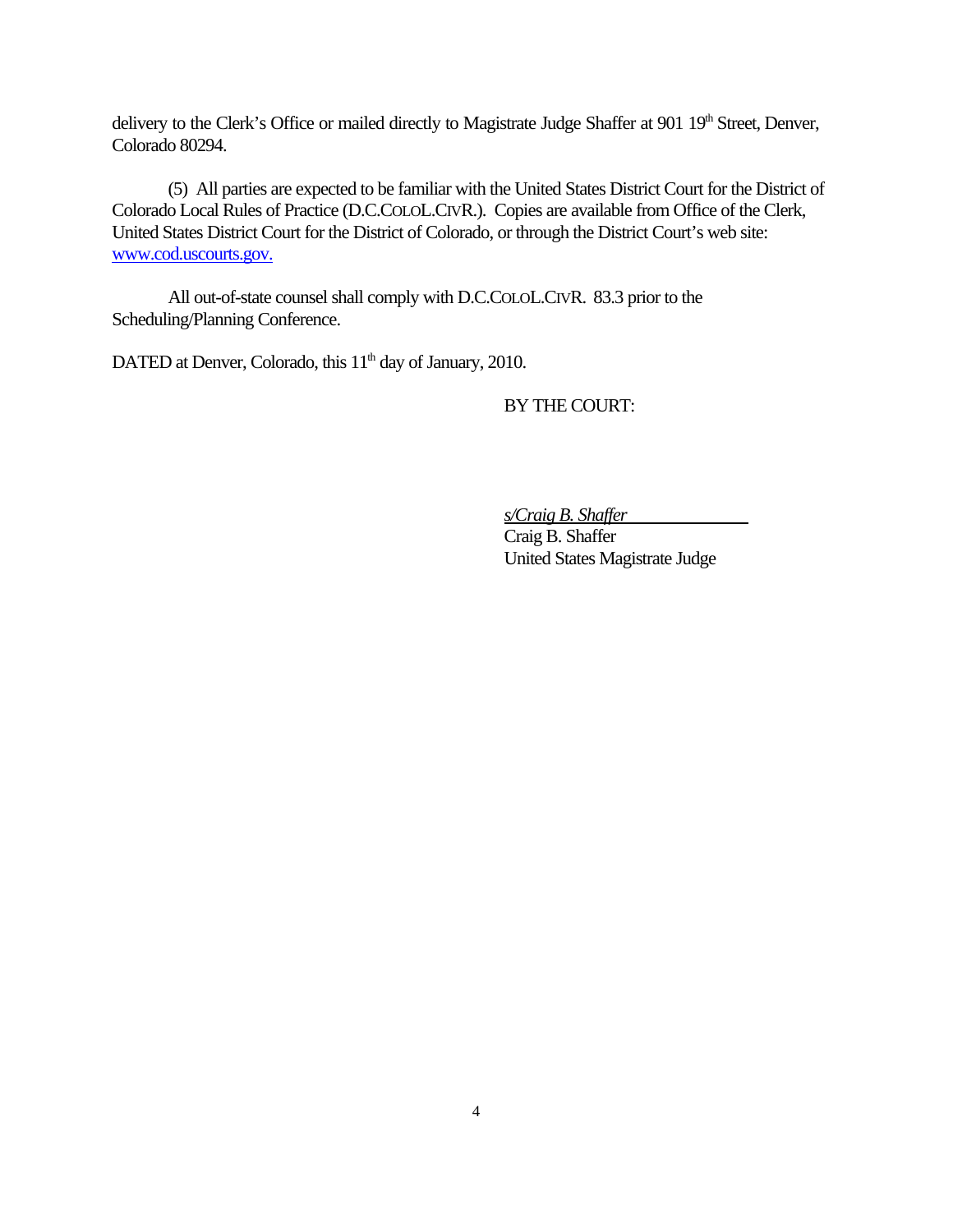delivery to the Clerk's Office or mailed directly to Magistrate Judge Shaffer at 901 19th Street, Denver, Colorado 80294.

(5) All parties are expected to be familiar with the United States District Court for the District of Colorado Local Rules of Practice (D.C.COLO.L.CIVR.). Copies are available from Office of the Clerk, United States District Court for the District of Colorado, or through the District Court's web site: www.cod.uscourts.gov.

All out-of-state counsel shall comply with D.C.COLO.L.CIVR. 83.3 prior to the Scheduling/Planning Conference.

DATED at Denver, Colorado, this 11th day of January, 2010.

BY THE COURT:

*s/Craig B. Shaffer*
Craig B. Shaffer
United States Magistrate Judge